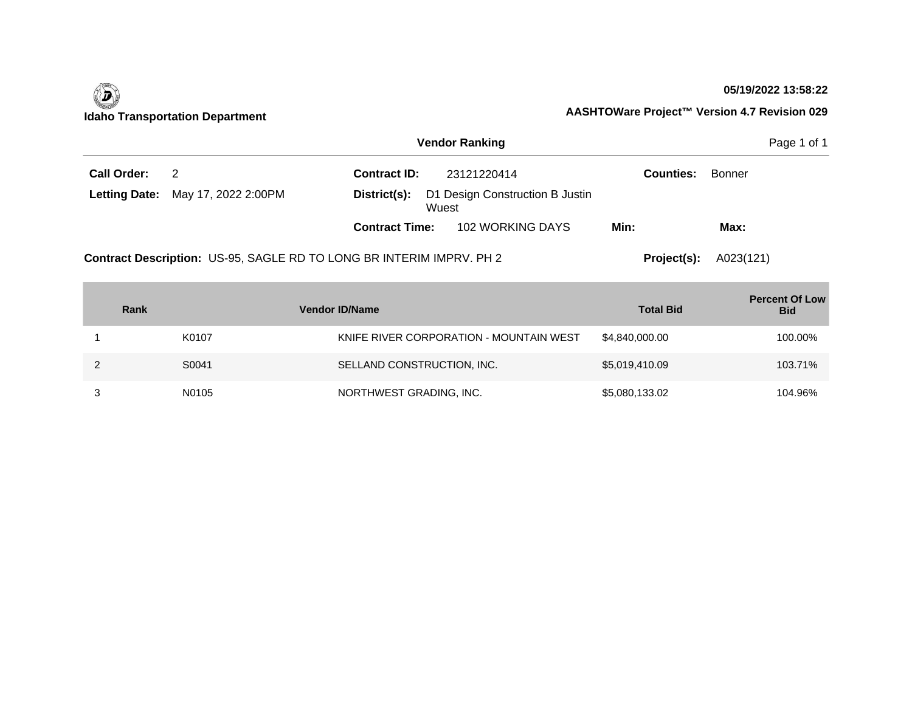**Idaho Transportation Department**

**05/19/2022 13:58:22**

**AASHTOWare Project™ Version 4.7 Revision 029**

## Vendor Ranking

**Call Order:** 2

**Letting Date:** May 17, 2022 2:00PM

**Contract ID:** 23121220414

**District(s):** D1 Design Construction B Justin Wuest

**Contract Time:** 102 WORKING DAYS

**Min:**

**Max:**

**Counties:** Bonner

**Contract Description:** US-95, SAGLE RD TO LONG BR INTERIM IMPRV. PH 2

**Project(s):** A023(121)

| Rank | Vendor ID | Name | Total Bid | Percent Of Low Bid |
|---|---|---|---|---|
| 1 | K0107 | KNIFE RIVER CORPORATION - MOUNTAIN WEST | $4,840,000.00 | 100.00% |
| 2 | S0041 | SELLAND CONSTRUCTION, INC. | $5,019,410.09 | 103.71% |
| 3 | N0105 | NORTHWEST GRADING, INC. | $5,080,133.02 | 104.96% |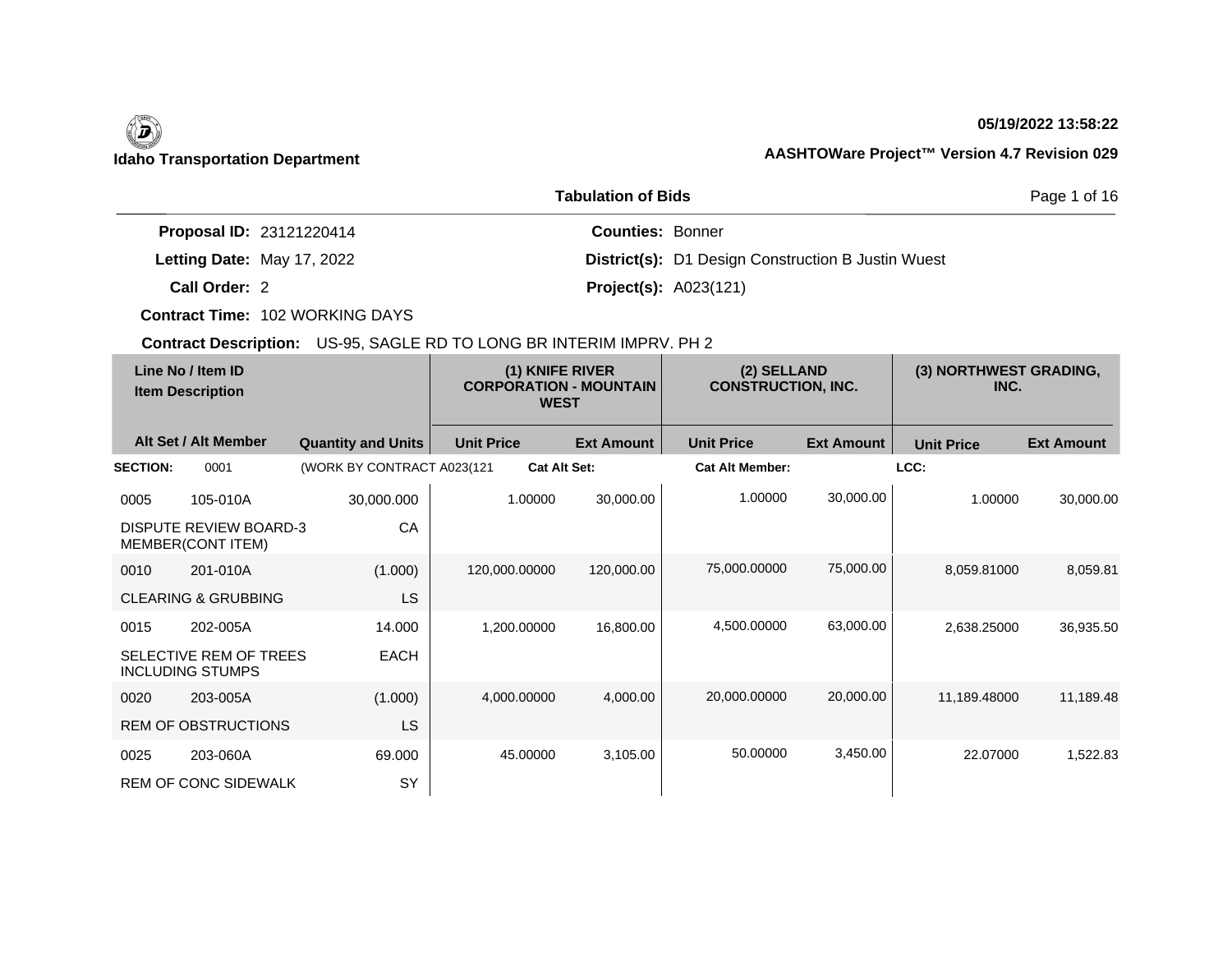**Idaho Transportation Department**

05/19/2022 13:58:22

**AASHTOWare Project™ Version 4.7 Revision 029**

## Tabulation of Bids

**Proposal ID:** 23121220414
**Letting Date:** May 17, 2022
**Call Order:** 2
**Contract Time:** 102 WORKING DAYS

**Counties:** Bonner
**District(s):** D1 Design Construction B Justin Wuest
**Project(s):** A023(121)

**Contract Description:** US-95, SAGLE RD TO LONG BR INTERIM IMPRV. PH 2

| Line No / Item ID | Item Description | Alt Set / Alt Member | Quantity and Units | (1) KNIFE RIVER CORPORATION - MOUNTAIN WEST Unit Price | (1) Ext Amount | (2) SELLAND CONSTRUCTION, INC. Unit Price | (2) Ext Amount | (3) NORTHWEST GRADING, INC. Unit Price | (3) Ext Amount |
|---|---|---|---|---|---|---|---|---|---|
| **SECTION:** 0001 | (WORK BY CONTRACT A023(121 | | | **Cat Alt Set:** | | **Cat Alt Member:** | | **LCC:** | |
| 0005 105-010A | DISPUTE REVIEW BOARD-3 MEMBER(CONT ITEM) | | 30,000.000 CA | 1.00000 | 30,000.00 | 1.00000 | 30,000.00 | 1.00000 | 30,000.00 |
| 0010 201-010A | CLEARING & GRUBBING | | (1.000) LS | 120,000.00000 | 120,000.00 | 75,000.00000 | 75,000.00 | 8,059.81000 | 8,059.81 |
| 0015 202-005A | SELECTIVE REM OF TREES INCLUDING STUMPS | | 14.000 EACH | 1,200.00000 | 16,800.00 | 4,500.00000 | 63,000.00 | 2,638.25000 | 36,935.50 |
| 0020 203-005A | REM OF OBSTRUCTIONS | | (1.000) LS | 4,000.00000 | 4,000.00 | 20,000.00000 | 20,000.00 | 11,189.48000 | 11,189.48 |
| 0025 203-060A | REM OF CONC SIDEWALK | | 69.000 SY | 45.00000 | 3,105.00 | 50.00000 | 3,450.00 | 22.07000 | 1,522.83 |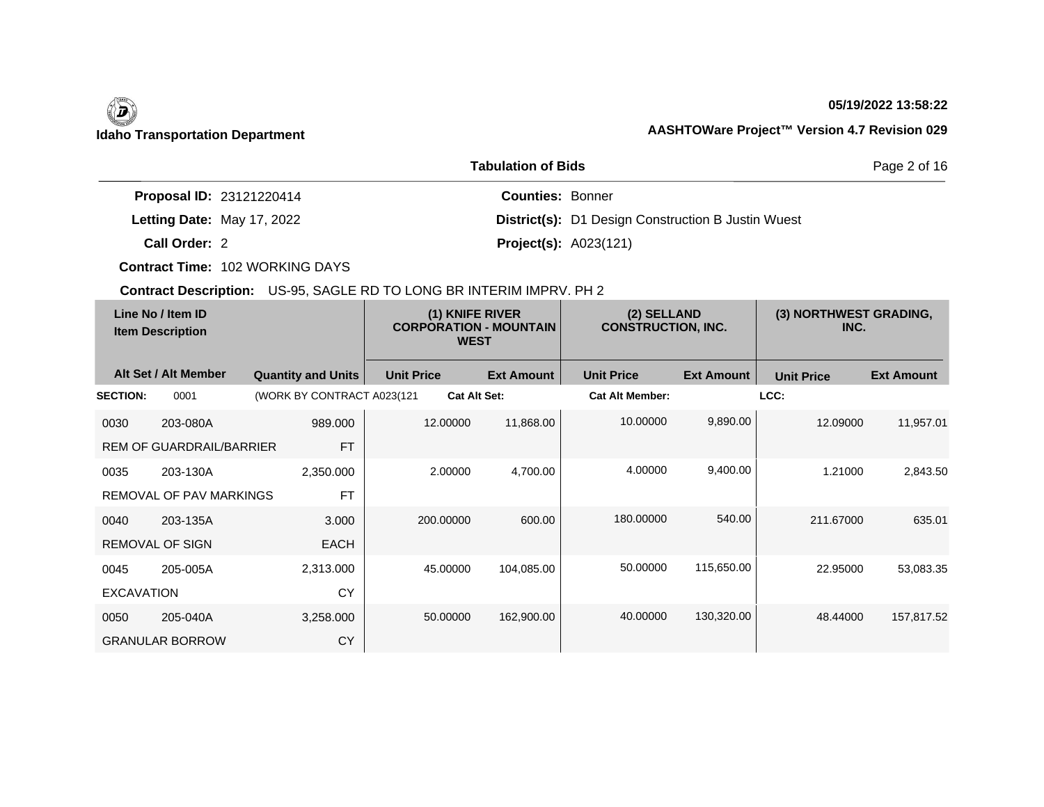**Idaho Transportation Department**

**05/19/2022 13:58:22**

**AASHTOWare Project™ Version 4.7 Revision 029**

**Tabulation of Bids**

**Proposal ID:** 23121220414
**Letting Date:** May 17, 2022
**Call Order:** 2
**Contract Time:** 102 WORKING DAYS

**Counties:** Bonner
**District(s):** D1 Design Construction B Justin Wuest
**Project(s):** A023(121)

**Contract Description:** US-95, SAGLE RD TO LONG BR INTERIM IMPRV. PH 2

| Line No / Item ID<br>Item Description | | | (1) KNIFE RIVER CORPORATION - MOUNTAIN WEST | | (2) SELLAND CONSTRUCTION, INC. | | (3) NORTHWEST GRADING, INC. | |
|---|---|---|---|---|---|---|---|---|
| Alt Set / Alt Member | | Quantity and Units | Unit Price | Ext Amount | Unit Price | Ext Amount | Unit Price | Ext Amount |
| **SECTION:** | 0001 | (WORK BY CONTRACT A023(121 | **Cat Alt Set:** | | **Cat Alt Member:** | | **LCC:** | |
| 0030 | 203-080A | 989.000 | 12.00000 | 11,868.00 | 10.00000 | 9,890.00 | 12.09000 | 11,957.01 |
| REM OF GUARDRAIL/BARRIER | | FT | | | | | | |
| 0035 | 203-130A | 2,350.000 | 2.00000 | 4,700.00 | 4.00000 | 9,400.00 | 1.21000 | 2,843.50 |
| REMOVAL OF PAV MARKINGS | | FT | | | | | | |
| 0040 | 203-135A | 3.000 | 200.00000 | 600.00 | 180.00000 | 540.00 | 211.67000 | 635.01 |
| REMOVAL OF SIGN | | EACH | | | | | | |
| 0045 | 205-005A | 2,313.000 | 45.00000 | 104,085.00 | 50.00000 | 115,650.00 | 22.95000 | 53,083.35 |
| EXCAVATION | | CY | | | | | | |
| 0050 | 205-040A | 3,258.000 | 50.00000 | 162,900.00 | 40.00000 | 130,320.00 | 48.44000 | 157,817.52 |
| GRANULAR BORROW | | CY | | | | | | |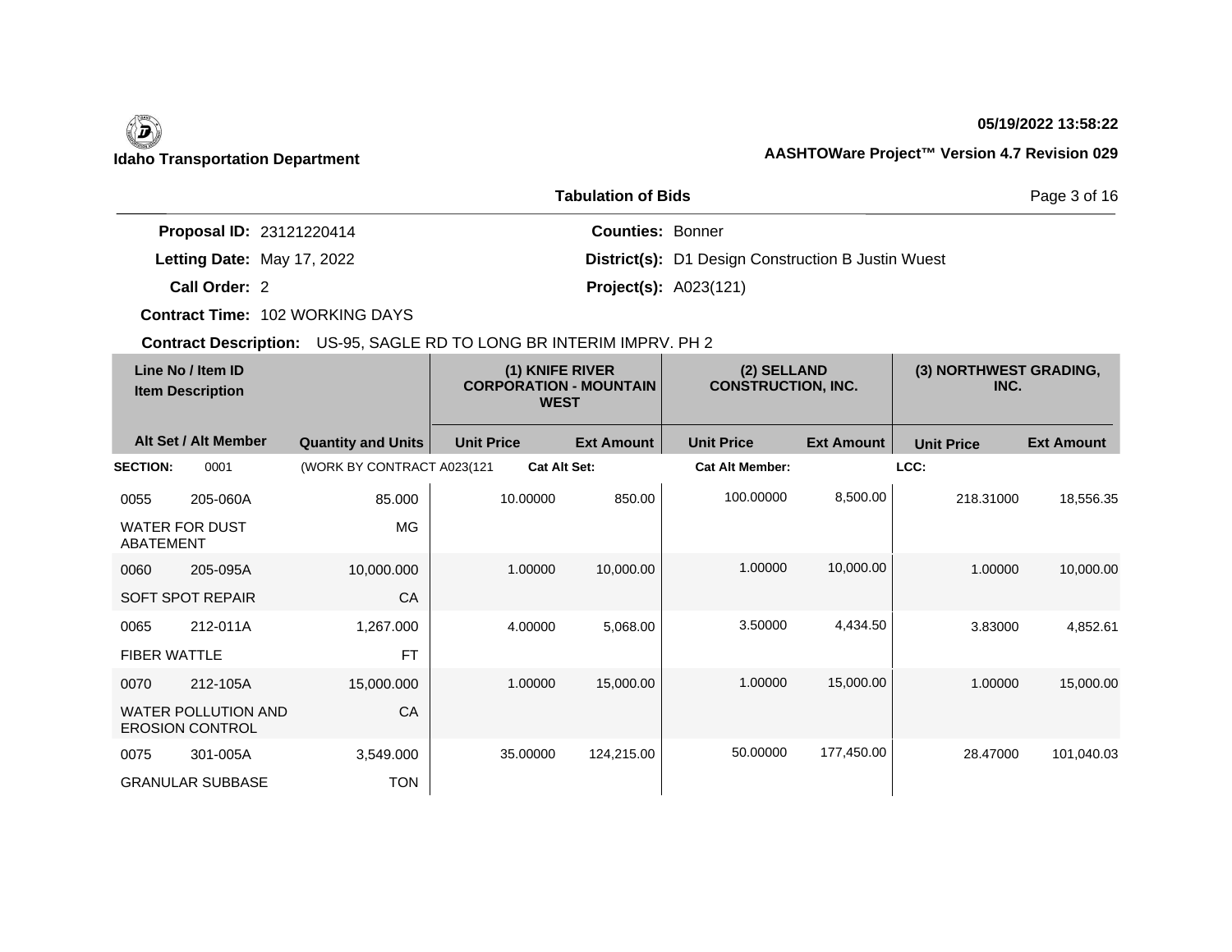**Idaho Transportation Department**

**05/19/2022 13:58:22**

**AASHTOWare Project™ Version 4.7 Revision 029**

## Tabulation of Bids

**Proposal ID:** 23121220414
**Letting Date:** May 17, 2022
**Call Order:** 2
**Contract Time:** 102 WORKING DAYS
**Counties:** Bonner
**District(s):** D1 Design Construction B Justin Wuest
**Project(s):** A023(121)

**Contract Description:** US-95, SAGLE RD TO LONG BR INTERIM IMPRV. PH 2

| Line No / Item ID / Item Description | | Quantity and Units | (1) KNIFE RIVER CORPORATION - MOUNTAIN WEST | | (2) SELLAND CONSTRUCTION, INC. | | (3) NORTHWEST GRADING, INC. | |
|---|---|---|---|---|---|---|---|---|
| Alt Set / Alt Member | | | Unit Price | Ext Amount | Unit Price | Ext Amount | Unit Price | Ext Amount |
| **SECTION:** 0001 | | (WORK BY CONTRACT A023(121 | **Cat Alt Set:** | | **Cat Alt Member:** | | **LCC:** | |
| 0055 | 205-060A | 85.000 | 10.00000 | 850.00 | 100.00000 | 8,500.00 | 218.31000 | 18,556.35 |
| WATER FOR DUST ABATEMENT | | MG | | | | | | |
| 0060 | 205-095A | 10,000.000 | 1.00000 | 10,000.00 | 1.00000 | 10,000.00 | 1.00000 | 10,000.00 |
| SOFT SPOT REPAIR | | CA | | | | | | |
| 0065 | 212-011A | 1,267.000 | 4.00000 | 5,068.00 | 3.50000 | 4,434.50 | 3.83000 | 4,852.61 |
| FIBER WATTLE | | FT | | | | | | |
| 0070 | 212-105A | 15,000.000 | 1.00000 | 15,000.00 | 1.00000 | 15,000.00 | 1.00000 | 15,000.00 |
| WATER POLLUTION AND EROSION CONTROL | | CA | | | | | | |
| 0075 | 301-005A | 3,549.000 | 35.00000 | 124,215.00 | 50.00000 | 177,450.00 | 28.47000 | 101,040.03 |
| GRANULAR SUBBASE | | TON | | | | | | |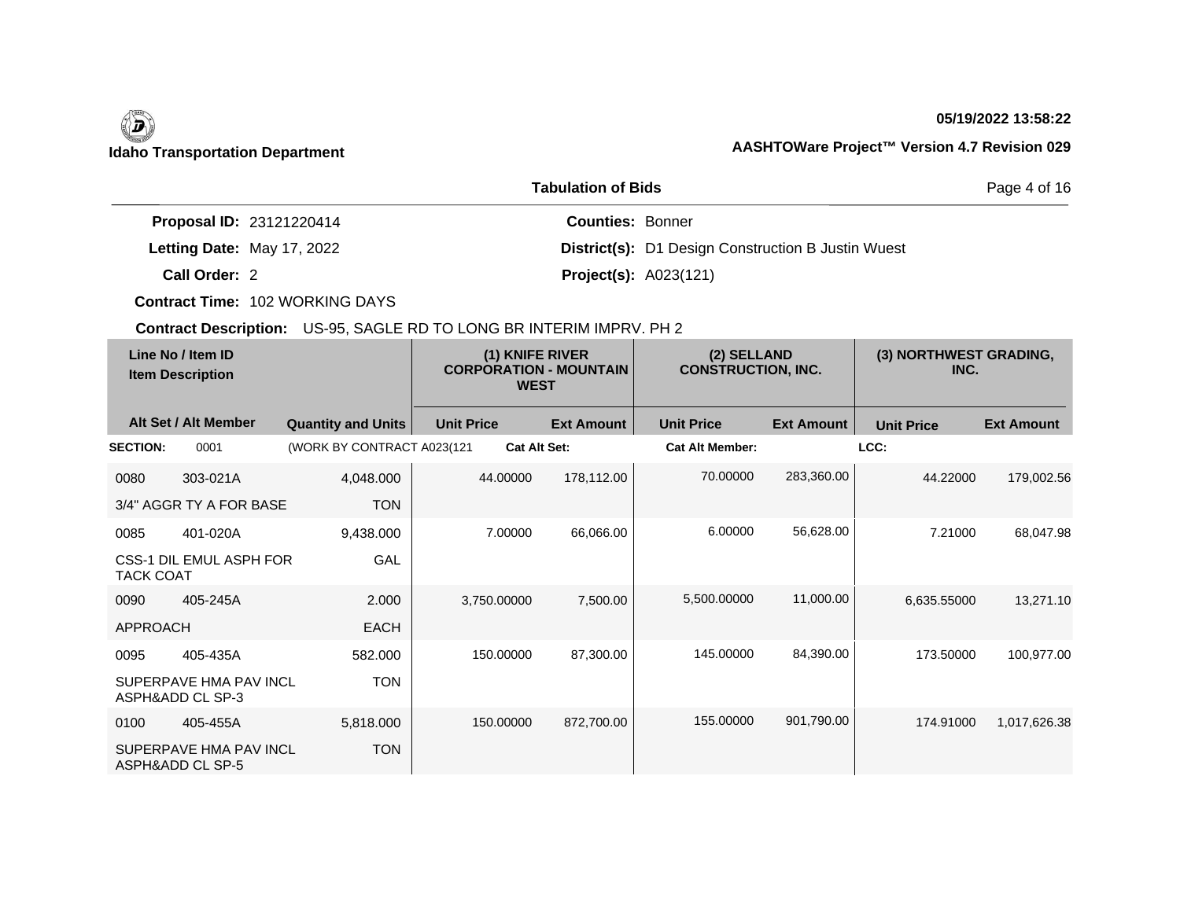**Idaho Transportation Department**

05/19/2022 13:58:22

**AASHTOWare Project™ Version 4.7 Revision 029**

## Tabulation of Bids

**Proposal ID:** 23121220414
**Letting Date:** May 17, 2022
**Call Order:** 2
**Contract Time:** 102 WORKING DAYS
**Counties:** Bonner
**District(s):** D1 Design Construction B Justin Wuest
**Project(s):** A023(121)

**Contract Description:** US-95, SAGLE RD TO LONG BR INTERIM IMPRV. PH 2

| Line No / Item ID | Item Description | Quantity and Units | (1) KNIFE RIVER CORPORATION - MOUNTAIN WEST | | (2) SELLAND CONSTRUCTION, INC. | | (3) NORTHWEST GRADING, INC. | |
|---|---|---|---|---|---|---|---|---|
| Alt Set / Alt Member | | | Unit Price | Ext Amount | Unit Price | Ext Amount | Unit Price | Ext Amount |
| **SECTION:** 0001 | (WORK BY CONTRACT A023(121 | | **Cat Alt Set:** | | **Cat Alt Member:** | | **LCC:** | |
| 0080 303-021A | 3/4" AGGR TY A FOR BASE | 4,048.000 TON | 44.00000 | 178,112.00 | 70.00000 | 283,360.00 | 44.22000 | 179,002.56 |
| 0085 401-020A | CSS-1 DIL EMUL ASPH FOR TACK COAT | 9,438.000 GAL | 7.00000 | 66,066.00 | 6.00000 | 56,628.00 | 7.21000 | 68,047.98 |
| 0090 405-245A | APPROACH | 2.000 EACH | 3,750.00000 | 7,500.00 | 5,500.00000 | 11,000.00 | 6,635.55000 | 13,271.10 |
| 0095 405-435A | SUPERPAVE HMA PAV INCL ASPH&ADD CL SP-3 | 582.000 TON | 150.00000 | 87,300.00 | 145.00000 | 84,390.00 | 173.50000 | 100,977.00 |
| 0100 405-455A | SUPERPAVE HMA PAV INCL ASPH&ADD CL SP-5 | 5,818.000 TON | 150.00000 | 872,700.00 | 155.00000 | 901,790.00 | 174.91000 | 1,017,626.38 |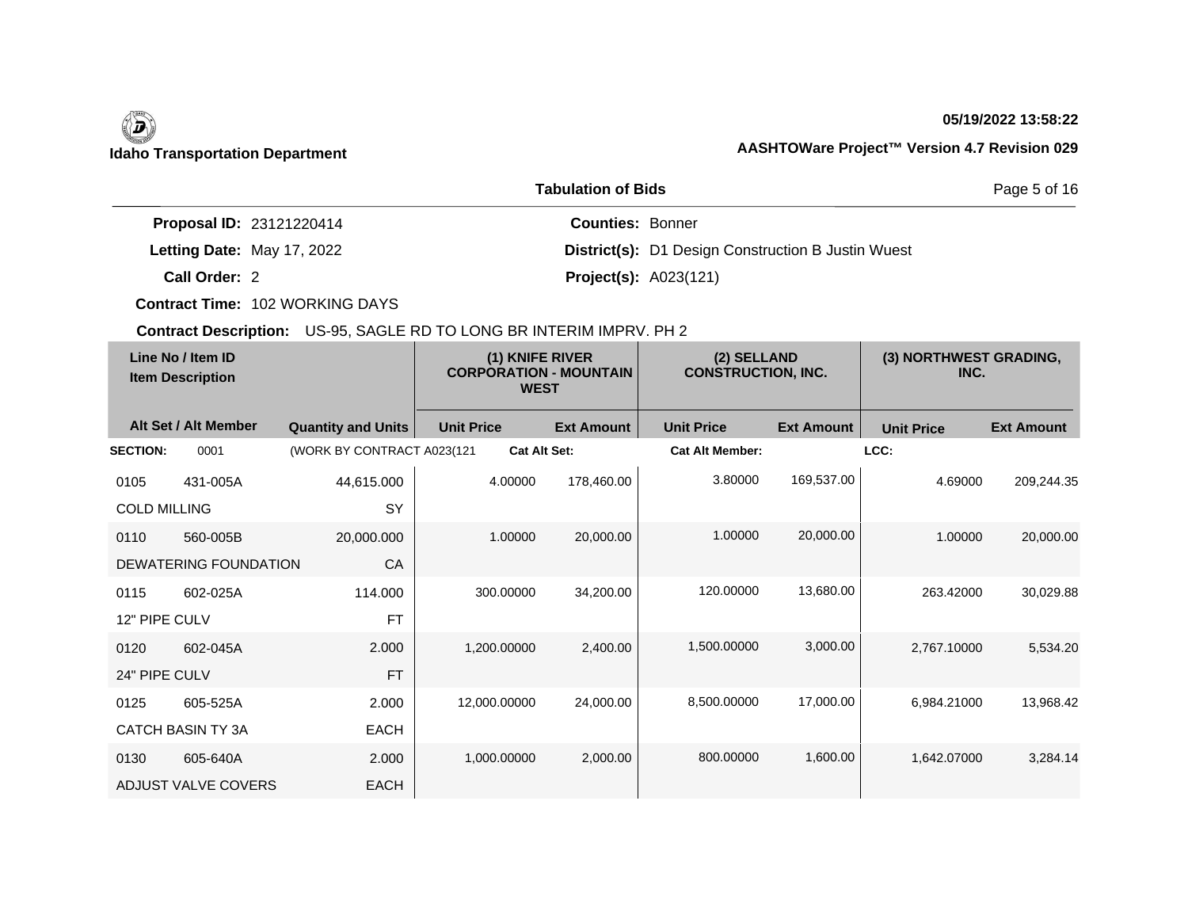**Idaho Transportation Department**

05/19/2022 13:58:22

**AASHTOWare Project™ Version 4.7 Revision 029**

## Tabulation of Bids

**Proposal ID:** 23121220414

**Letting Date:** May 17, 2022

**Call Order:** 2

**Contract Time:** 102 WORKING DAYS

**Counties:** Bonner

**District(s):** D1 Design Construction B Justin Wuest

**Project(s):** A023(121)

**Contract Description:** US-95, SAGLE RD TO LONG BR INTERIM IMPRV. PH 2

| Line No / Item ID<br>Item Description | | | (1) KNIFE RIVER CORPORATION - MOUNTAIN WEST | | (2) SELLAND CONSTRUCTION, INC. | | (3) NORTHWEST GRADING, INC. | |
|---|---|---|---|---|---|---|---|---|
| Alt Set / Alt Member | | Quantity and Units | Unit Price | Ext Amount | Unit Price | Ext Amount | Unit Price | Ext Amount |
| **SECTION:** | 0001 | (WORK BY CONTRACT A023(121 | **Cat Alt Set:** | | **Cat Alt Member:** | | **LCC:** | |
| 0105 | 431-005A | 44,615.000 | 4.00000 | 178,460.00 | 3.80000 | 169,537.00 | 4.69000 | 209,244.35 |
| COLD MILLING | | SY | | | | | | |
| 0110 | 560-005B | 20,000.000 | 1.00000 | 20,000.00 | 1.00000 | 20,000.00 | 1.00000 | 20,000.00 |
| DEWATERING FOUNDATION | | CA | | | | | | |
| 0115 | 602-025A | 114.000 | 300.00000 | 34,200.00 | 120.00000 | 13,680.00 | 263.42000 | 30,029.88 |
| 12" PIPE CULV | | FT | | | | | | |
| 0120 | 602-045A | 2.000 | 1,200.00000 | 2,400.00 | 1,500.00000 | 3,000.00 | 2,767.10000 | 5,534.20 |
| 24" PIPE CULV | | FT | | | | | | |
| 0125 | 605-525A | 2.000 | 12,000.00000 | 24,000.00 | 8,500.00000 | 17,000.00 | 6,984.21000 | 13,968.42 |
| CATCH BASIN TY 3A | | EACH | | | | | | |
| 0130 | 605-640A | 2.000 | 1,000.00000 | 2,000.00 | 800.00000 | 1,600.00 | 1,642.07000 | 3,284.14 |
| ADJUST VALVE COVERS | | EACH | | | | | | |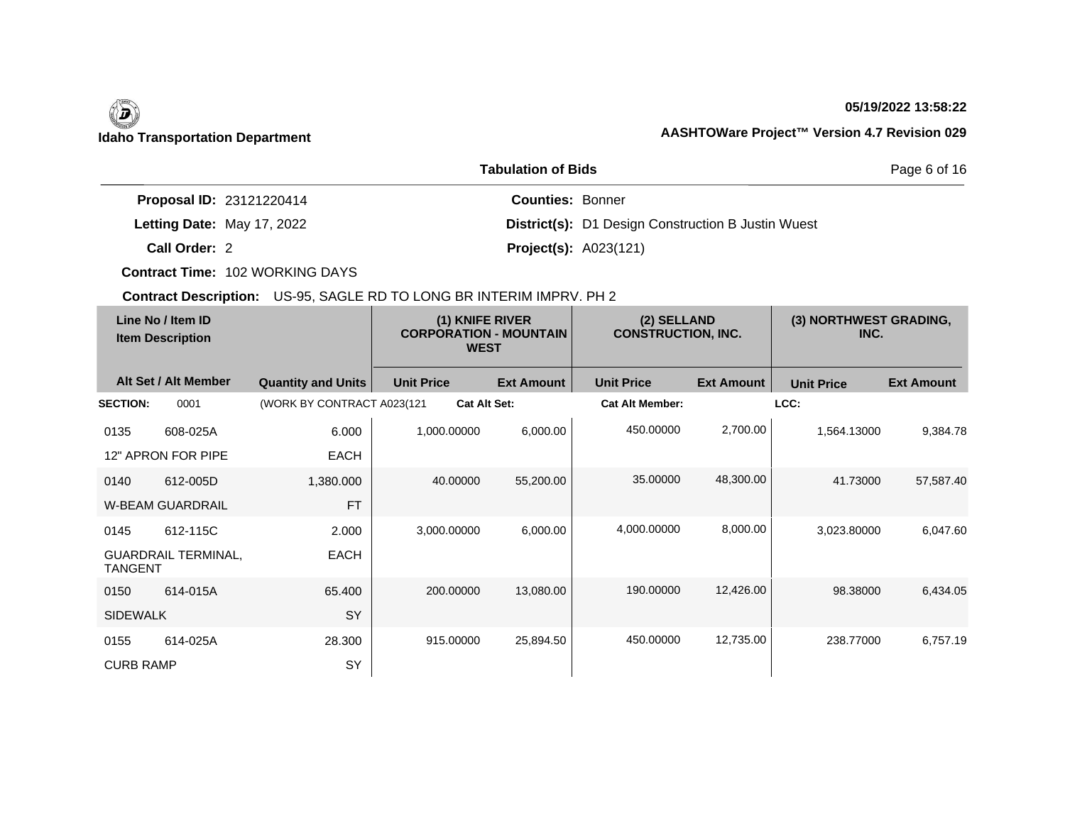**Idaho Transportation Department**

**05/19/2022 13:58:22**

**AASHTOWare Project™ Version 4.7 Revision 029**

**Tabulation of Bids**

| | | | |
|---|---|---|---|
| **Proposal ID:** | 23121220414 | **Counties:** | Bonner |
| **Letting Date:** | May 17, 2022 | **District(s):** | D1 Design Construction B Justin Wuest |
| **Call Order:** | 2 | **Project(s):** | A023(121) |
| **Contract Time:** | 102 WORKING DAYS | | |

**Contract Description:** US-95, SAGLE RD TO LONG BR INTERIM IMPRV. PH 2

| Line No / Item ID<br>Item Description | | | (1) KNIFE RIVER CORPORATION - MOUNTAIN WEST | | (2) SELLAND CONSTRUCTION, INC. | | (3) NORTHWEST GRADING, INC. | |
|---|---|---|---|---|---|---|---|---|
| Alt Set / Alt Member | | Quantity and Units | Unit Price | Ext Amount | Unit Price | Ext Amount | Unit Price | Ext Amount |
| **SECTION:** | 0001 | (WORK BY CONTRACT A023(121 | **Cat Alt Set:** | | **Cat Alt Member:** | | **LCC:** | |
| 0135 | 608-025A | 6.000 | 1,000.00000 | 6,000.00 | 450.00000 | 2,700.00 | 1,564.13000 | 9,384.78 |
| 12" APRON FOR PIPE | | EACH | | | | | | |
| 0140 | 612-005D | 1,380.000 | 40.00000 | 55,200.00 | 35.00000 | 48,300.00 | 41.73000 | 57,587.40 |
| W-BEAM GUARDRAIL | | FT | | | | | | |
| 0145 | 612-115C | 2.000 | 3,000.00000 | 6,000.00 | 4,000.00000 | 8,000.00 | 3,023.80000 | 6,047.60 |
| GUARDRAIL TERMINAL, TANGENT | | EACH | | | | | | |
| 0150 | 614-015A | 65.400 | 200.00000 | 13,080.00 | 190.00000 | 12,426.00 | 98.38000 | 6,434.05 |
| SIDEWALK | | SY | | | | | | |
| 0155 | 614-025A | 28.300 | 915.00000 | 25,894.50 | 450.00000 | 12,735.00 | 238.77000 | 6,757.19 |
| CURB RAMP | | SY | | | | | | |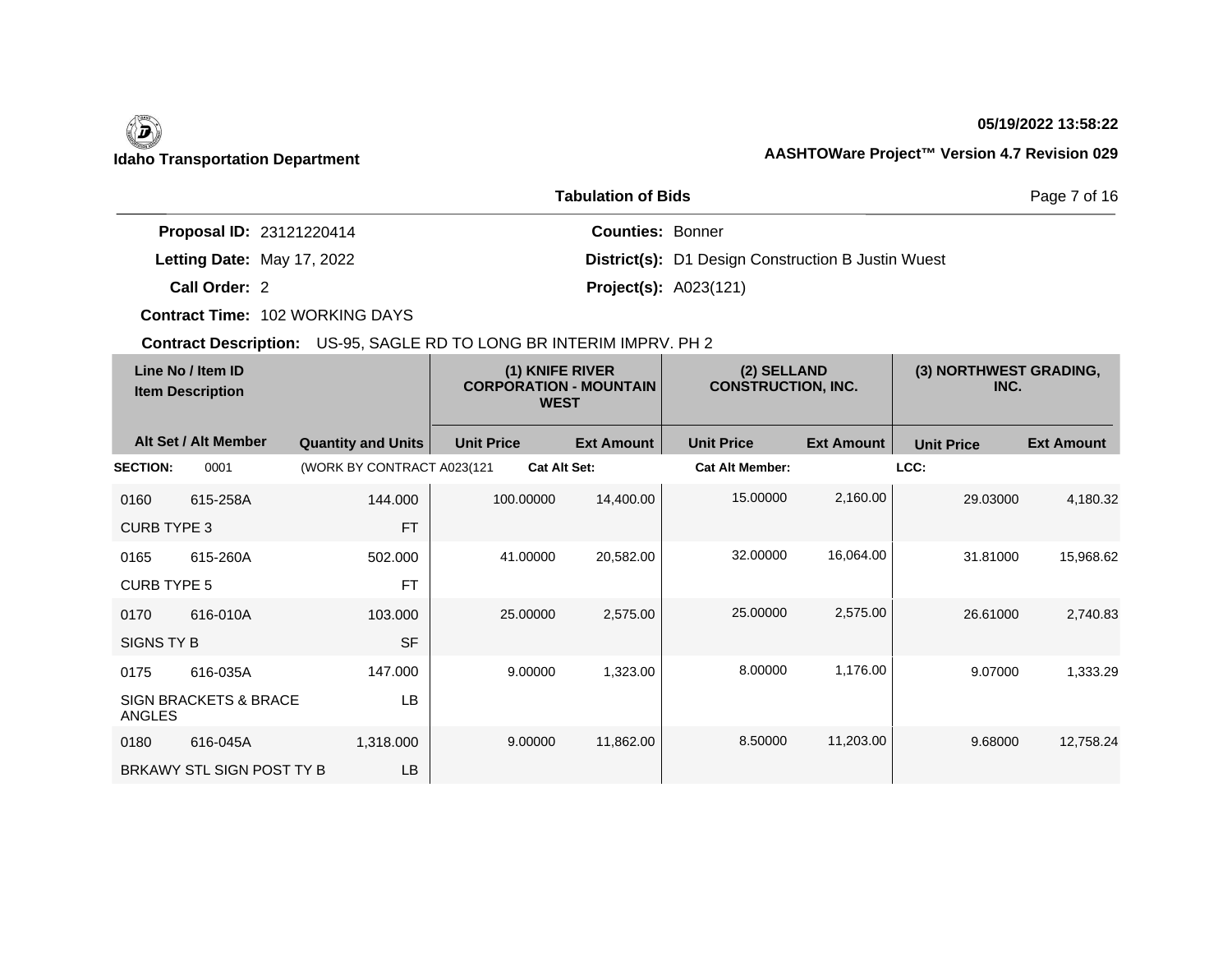**Idaho Transportation Department**

05/19/2022 13:58:22

**AASHTOWare Project™ Version 4.7 Revision 029**

## Tabulation of Bids

**Proposal ID:** 23121220414

**Letting Date:** May 17, 2022

**Call Order:** 2

**Contract Time:** 102 WORKING DAYS

**Counties:** Bonner

**District(s):** D1 Design Construction B Justin Wuest

**Project(s):** A023(121)

**Contract Description:** US-95, SAGLE RD TO LONG BR INTERIM IMPRV. PH 2

| Line No / Item ID<br>Item Description | | | (1) KNIFE RIVER CORPORATION - MOUNTAIN WEST | | (2) SELLAND CONSTRUCTION, INC. | | (3) NORTHWEST GRADING, INC. | |
|---|---|---|---|---|---|---|---|---|
| Alt Set / Alt Member | | Quantity and Units | Unit Price | Ext Amount | Unit Price | Ext Amount | Unit Price | Ext Amount |
| **SECTION:** | 0001 | (WORK BY CONTRACT A023(121 | **Cat Alt Set:** | | **Cat Alt Member:** | | **LCC:** | |
| 0160 | 615-258A | 144.000 | 100.00000 | 14,400.00 | 15.00000 | 2,160.00 | 29.03000 | 4,180.32 |
| CURB TYPE 3 | | FT | | | | | | |
| 0165 | 615-260A | 502.000 | 41.00000 | 20,582.00 | 32.00000 | 16,064.00 | 31.81000 | 15,968.62 |
| CURB TYPE 5 | | FT | | | | | | |
| 0170 | 616-010A | 103.000 | 25.00000 | 2,575.00 | 25.00000 | 2,575.00 | 26.61000 | 2,740.83 |
| SIGNS TY B | | SF | | | | | | |
| 0175 | 616-035A | 147.000 | 9.00000 | 1,323.00 | 8.00000 | 1,176.00 | 9.07000 | 1,333.29 |
| SIGN BRACKETS & BRACE ANGLES | | LB | | | | | | |
| 0180 | 616-045A | 1,318.000 | 9.00000 | 11,862.00 | 8.50000 | 11,203.00 | 9.68000 | 12,758.24 |
| BRKAWY STL SIGN POST TY B | | LB | | | | | | |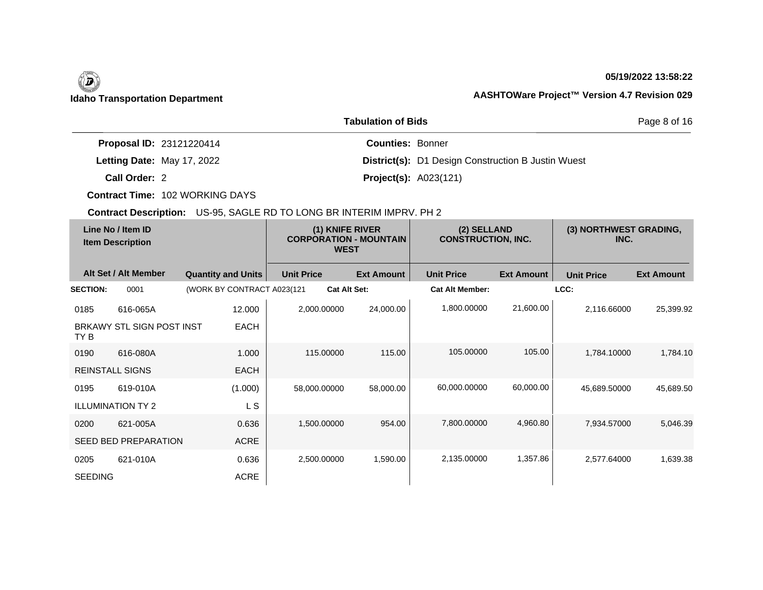**Idaho Transportation Department**

**05/19/2022 13:58:22**

**AASHTOWare Project™ Version 4.7 Revision 029**

## Tabulation of Bids

**Proposal ID:** 23121220414
**Letting Date:** May 17, 2022
**Call Order:** 2
**Contract Time:** 102 WORKING DAYS
**Contract Description:** US-95, SAGLE RD TO LONG BR INTERIM IMPRV. PH 2

**Counties:** Bonner
**District(s):** D1 Design Construction B Justin Wuest
**Project(s):** A023(121)

| Line No / Item ID | Item Description | Quantity and Units | (1) KNIFE RIVER CORPORATION - MOUNTAIN WEST | | (2) SELLAND CONSTRUCTION, INC. | | (3) NORTHWEST GRADING, INC. | |
|---|---|---|---|---|---|---|---|---|
| Alt Set / Alt Member | | | Unit Price | Ext Amount | Unit Price | Ext Amount | Unit Price | Ext Amount |
| **SECTION:** 0001 | (WORK BY CONTRACT A023(121 | | **Cat Alt Set:** | | **Cat Alt Member:** | | **LCC:** | |
| 0185 616-065A | BRKAWY STL SIGN POST INST TY B | 12.000 EACH | 2,000.00000 | 24,000.00 | 1,800.00000 | 21,600.00 | 2,116.66000 | 25,399.92 |
| 0190 616-080A | REINSTALL SIGNS | 1.000 EACH | 115.00000 | 115.00 | 105.00000 | 105.00 | 1,784.10000 | 1,784.10 |
| 0195 619-010A | ILLUMINATION TY 2 | (1.000) L S | 58,000.00000 | 58,000.00 | 60,000.00000 | 60,000.00 | 45,689.50000 | 45,689.50 |
| 0200 621-005A | SEED BED PREPARATION | 0.636 ACRE | 1,500.00000 | 954.00 | 7,800.00000 | 4,960.80 | 7,934.57000 | 5,046.39 |
| 0205 621-010A | SEEDING | 0.636 ACRE | 2,500.00000 | 1,590.00 | 2,135.00000 | 1,357.86 | 2,577.64000 | 1,639.38 |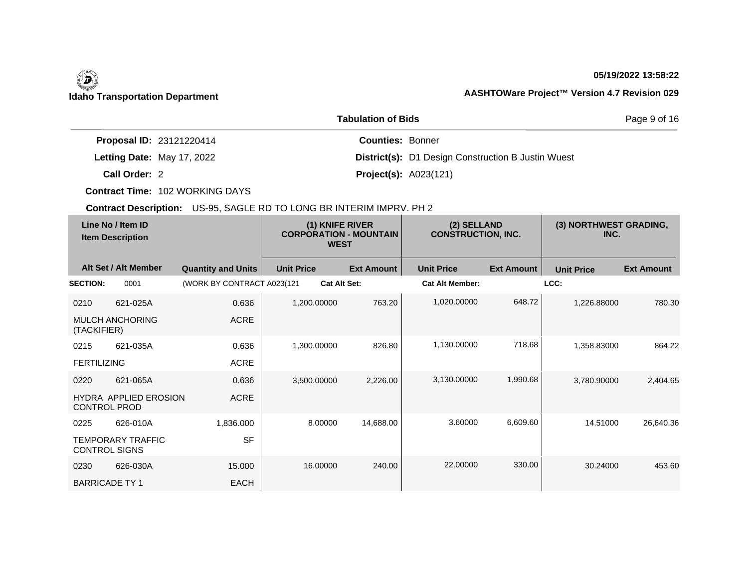**Idaho Transportation Department**

**05/19/2022 13:58:22**

**AASHTOWare Project™ Version 4.7 Revision 029**

## Tabulation of Bids

**Proposal ID:** 23121220414
**Letting Date:** May 17, 2022
**Call Order:** 2
**Contract Time:** 102 WORKING DAYS

**Counties:** Bonner
**District(s):** D1 Design Construction B Justin Wuest
**Project(s):** A023(121)

**Contract Description:** US-95, SAGLE RD TO LONG BR INTERIM IMPRV. PH 2

| Line No / Item ID | Item Description | Quantity and Units | (1) KNIFE RIVER CORPORATION - MOUNTAIN WEST Unit Price | (1) Ext Amount | (2) SELLAND CONSTRUCTION, INC. Unit Price | (2) Ext Amount | (3) NORTHWEST GRADING, INC. Unit Price | (3) Ext Amount |
|---|---|---|---|---|---|---|---|---|
| **SECTION:** 0001 | (WORK BY CONTRACT A023(121 | | **Cat Alt Set:** | | **Cat Alt Member:** | | **LCC:** | |
| 0210 621-025A | MULCH ANCHORING (TACKIFIER) | 0.636 ACRE | 1,200.00000 | 763.20 | 1,020.00000 | 648.72 | 1,226.88000 | 780.30 |
| 0215 621-035A | FERTILIZING | 0.636 ACRE | 1,300.00000 | 826.80 | 1,130.00000 | 718.68 | 1,358.83000 | 864.22 |
| 0220 621-065A | HYDRA APPLIED EROSION CONTROL PROD | 0.636 ACRE | 3,500.00000 | 2,226.00 | 3,130.00000 | 1,990.68 | 3,780.90000 | 2,404.65 |
| 0225 626-010A | TEMPORARY TRAFFIC CONTROL SIGNS | 1,836.000 SF | 8.00000 | 14,688.00 | 3.60000 | 6,609.60 | 14.51000 | 26,640.36 |
| 0230 626-030A | BARRICADE TY 1 | 15.000 EACH | 16.00000 | 240.00 | 22.00000 | 330.00 | 30.24000 | 453.60 |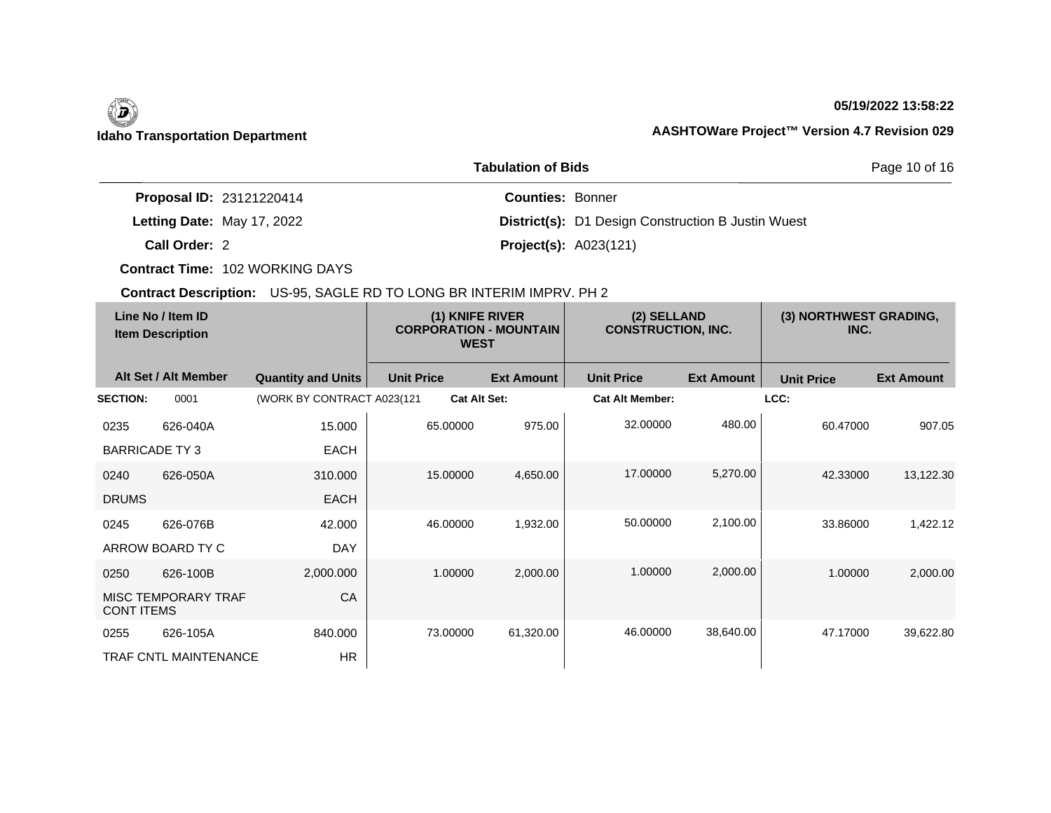**Idaho Transportation Department**

**05/19/2022 13:58:22**

**AASHTOWare Project™ Version 4.7 Revision 029**

## Tabulation of Bids

**Proposal ID:** 23121220414
**Letting Date:** May 17, 2022
**Call Order:** 2
**Contract Time:** 102 WORKING DAYS
**Counties:** Bonner
**District(s):** D1 Design Construction B Justin Wuest
**Project(s):** A023(121)

**Contract Description:** US-95, SAGLE RD TO LONG BR INTERIM IMPRV. PH 2

| Line No / Item ID | Item Description | Quantity and Units | (1) KNIFE RIVER CORPORATION - MOUNTAIN WEST Unit Price | (1) Ext Amount | (2) SELLAND CONSTRUCTION, INC. Unit Price | (2) Ext Amount | (3) NORTHWEST GRADING, INC. Unit Price | (3) Ext Amount |
|---|---|---|---|---|---|---|---|---|
| **SECTION:** 0001 | (WORK BY CONTRACT A023(121 | | **Cat Alt Set:** | | **Cat Alt Member:** | | **LCC:** | |
| 0235 626-040A | BARRICADE TY 3 | 15.000 EACH | 65.00000 | 975.00 | 32.00000 | 480.00 | 60.47000 | 907.05 |
| 0240 626-050A | DRUMS | 310.000 EACH | 15.00000 | 4,650.00 | 17.00000 | 5,270.00 | 42.33000 | 13,122.30 |
| 0245 626-076B | ARROW BOARD TY C | 42.000 DAY | 46.00000 | 1,932.00 | 50.00000 | 2,100.00 | 33.86000 | 1,422.12 |
| 0250 626-100B | MISC TEMPORARY TRAF CONT ITEMS | 2,000.000 CA | 1.00000 | 2,000.00 | 1.00000 | 2,000.00 | 1.00000 | 2,000.00 |
| 0255 626-105A | TRAF CNTL MAINTENANCE | 840.000 HR | 73.00000 | 61,320.00 | 46.00000 | 38,640.00 | 47.17000 | 39,622.80 |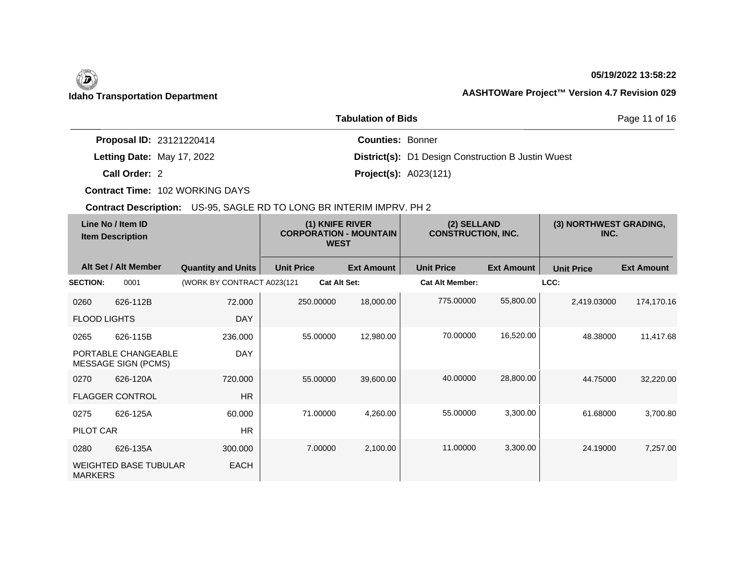**Idaho Transportation Department**

**05/19/2022 13:58:22**

**AASHTOWare Project™ Version 4.7 Revision 029**

**Tabulation of Bids**

**Proposal ID:** 23121220414
**Letting Date:** May 17, 2022
**Call Order:** 2
**Contract Time:** 102 WORKING DAYS

**Counties:** Bonner
**District(s):** D1 Design Construction B Justin Wuest
**Project(s):** A023(121)

**Contract Description:** US-95, SAGLE RD TO LONG BR INTERIM IMPRV. PH 2

| Line No / Item ID | Item Description | Quantity and Units | (1) KNIFE RIVER CORPORATION - MOUNTAIN WEST Unit Price | (1) Ext Amount | (2) SELLAND CONSTRUCTION, INC. Unit Price | (2) Ext Amount | (3) NORTHWEST GRADING, INC. Unit Price | (3) Ext Amount |
|---|---|---|---|---|---|---|---|---|
| **SECTION:** 0001 | (WORK BY CONTRACT A023(121 | **Cat Alt Set:** | | **Cat Alt Member:** | | **LCC:** | | |
| 0260 626-112B | FLOOD LIGHTS | 72.000 DAY | 250.00000 | 18,000.00 | 775.00000 | 55,800.00 | 2,419.03000 | 174,170.16 |
| 0265 626-115B | PORTABLE CHANGEABLE MESSAGE SIGN (PCMS) | 236.000 DAY | 55.00000 | 12,980.00 | 70.00000 | 16,520.00 | 48.38000 | 11,417.68 |
| 0270 626-120A | FLAGGER CONTROL | 720.000 HR | 55.00000 | 39,600.00 | 40.00000 | 28,800.00 | 44.75000 | 32,220.00 |
| 0275 626-125A | PILOT CAR | 60.000 HR | 71.00000 | 4,260.00 | 55.00000 | 3,300.00 | 61.68000 | 3,700.80 |
| 0280 626-135A | WEIGHTED BASE TUBULAR MARKERS | 300.000 EACH | 7.00000 | 2,100.00 | 11.00000 | 3,300.00 | 24.19000 | 7,257.00 |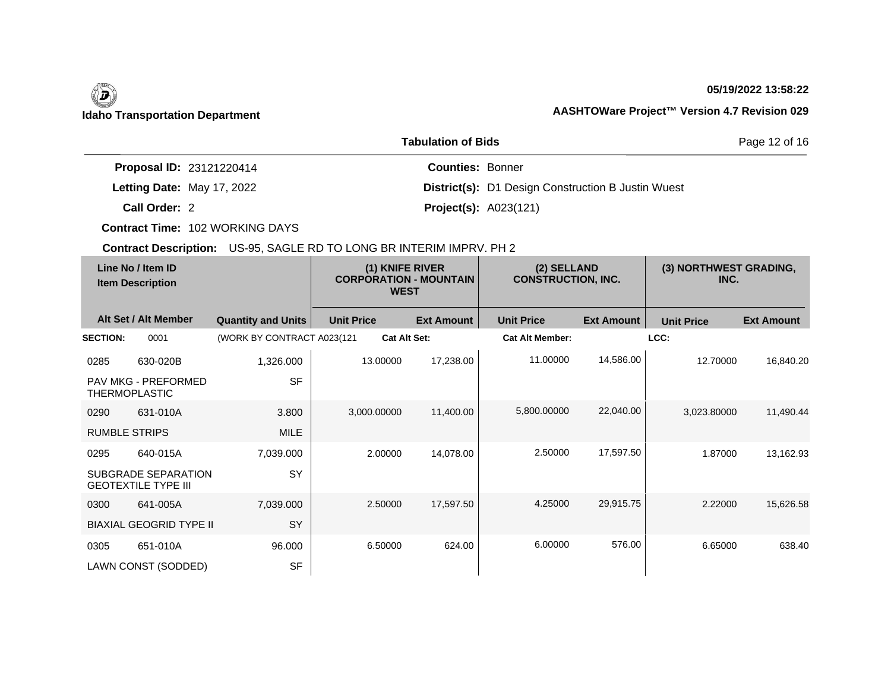**Idaho Transportation Department**

05/19/2022 13:58:22

AASHTOWare Project™ Version 4.7 Revision 029

**Tabulation of Bids**

**Proposal ID:** 23121220414
**Letting Date:** May 17, 2022
**Call Order:** 2
**Contract Time:** 102 WORKING DAYS

**Counties:** Bonner
**District(s):** D1 Design Construction B Justin Wuest
**Project(s):** A023(121)

**Contract Description:** US-95, SAGLE RD TO LONG BR INTERIM IMPRV. PH 2

| Line No / Item ID | Item Description | Quantity and Units | (1) KNIFE RIVER CORPORATION - MOUNTAIN WEST Unit Price | (1) Ext Amount | (2) SELLAND CONSTRUCTION, INC. Unit Price | (2) Ext Amount | (3) NORTHWEST GRADING, INC. Unit Price | (3) Ext Amount |
|---|---|---|---|---|---|---|---|---|
| **SECTION:** 0001 | (WORK BY CONTRACT A023(121 | | Cat Alt Set: | | Cat Alt Member: | | LCC: | |
| 0285 630-020B | PAV MKG - PREFORMED THERMOPLASTIC | 1,326.000 SF | 13.00000 | 17,238.00 | 11.00000 | 14,586.00 | 12.70000 | 16,840.20 |
| 0290 631-010A | RUMBLE STRIPS | 3.800 MILE | 3,000.00000 | 11,400.00 | 5,800.00000 | 22,040.00 | 3,023.80000 | 11,490.44 |
| 0295 640-015A | SUBGRADE SEPARATION GEOTEXTILE TYPE III | 7,039.000 SY | 2.00000 | 14,078.00 | 2.50000 | 17,597.50 | 1.87000 | 13,162.93 |
| 0300 641-005A | BIAXIAL GEOGRID TYPE II | 7,039.000 SY | 2.50000 | 17,597.50 | 4.25000 | 29,915.75 | 2.22000 | 15,626.58 |
| 0305 651-010A | LAWN CONST (SODDED) | 96.000 SF | 6.50000 | 624.00 | 6.00000 | 576.00 | 6.65000 | 638.40 |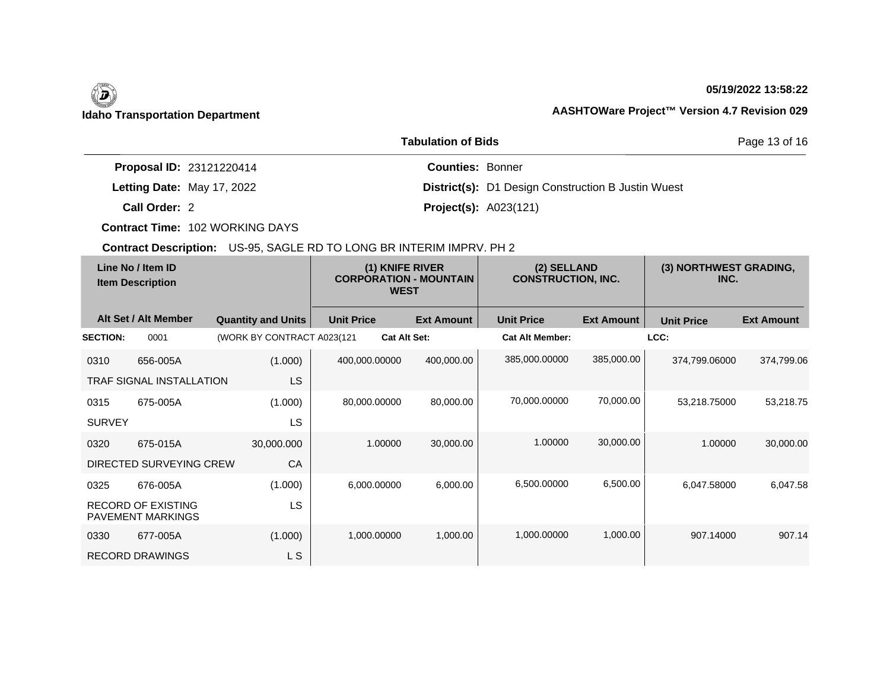**Idaho Transportation Department**

05/19/2022 13:58:22

AASHTOWare Project™ Version 4.7 Revision 029

## Tabulation of Bids

**Proposal ID:** 23121220414

**Letting Date:** May 17, 2022

**Call Order:** 2

**Contract Time:** 102 WORKING DAYS

**Counties:** Bonner

**District(s):** D1 Design Construction B Justin Wuest

**Project(s):** A023(121)

**Contract Description:** US-95, SAGLE RD TO LONG BR INTERIM IMPRV. PH 2

| Line No / Item ID | Item Description | Quantity and Units | (1) KNIFE RIVER CORPORATION - MOUNTAIN WEST | | (2) SELLAND CONSTRUCTION, INC. | | (3) NORTHWEST GRADING, INC. | |
|---|---|---|---|---|---|---|---|---|
| Alt Set / Alt Member | | | Unit Price | Ext Amount | Unit Price | Ext Amount | Unit Price | Ext Amount |
| **SECTION:** 0001 | (WORK BY CONTRACT A023(121 | | **Cat Alt Set:** | | **Cat Alt Member:** | | **LCC:** | |
| 0310 656-005A | TRAF SIGNAL INSTALLATION | (1.000) LS | 400,000.00000 | 400,000.00 | 385,000.00000 | 385,000.00 | 374,799.06000 | 374,799.06 |
| 0315 675-005A | SURVEY | (1.000) LS | 80,000.00000 | 80,000.00 | 70,000.00000 | 70,000.00 | 53,218.75000 | 53,218.75 |
| 0320 675-015A | DIRECTED SURVEYING CREW | 30,000.000 CA | 1.00000 | 30,000.00 | 1.00000 | 30,000.00 | 1.00000 | 30,000.00 |
| 0325 676-005A | RECORD OF EXISTING PAVEMENT MARKINGS | (1.000) LS | 6,000.00000 | 6,000.00 | 6,500.00000 | 6,500.00 | 6,047.58000 | 6,047.58 |
| 0330 677-005A | RECORD DRAWINGS | (1.000) L S | 1,000.00000 | 1,000.00 | 1,000.00000 | 1,000.00 | 907.14000 | 907.14 |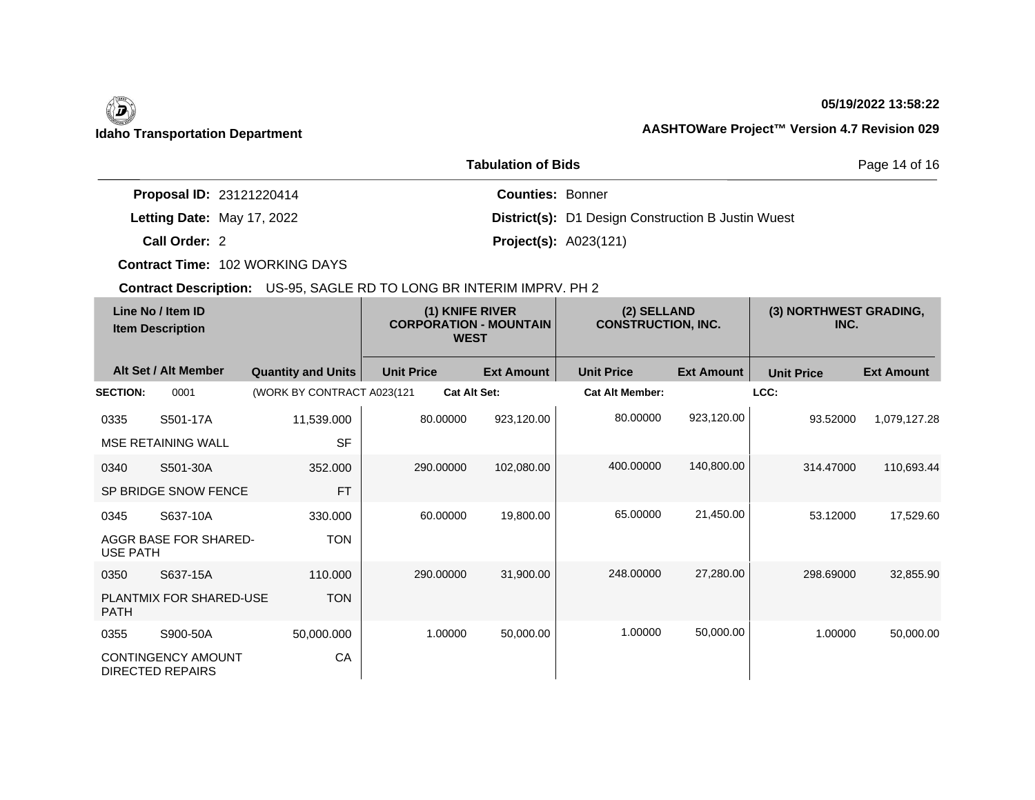# Idaho Transportation Department

05/19/2022 13:58:22

AASHTOWare Project™ Version 4.7 Revision 029

## Tabulation of Bids

**Proposal ID:** 23121220414
**Letting Date:** May 17, 2022
**Call Order:** 2
**Contract Time:** 102 WORKING DAYS
**Counties:** Bonner
**District(s):** D1 Design Construction B Justin Wuest
**Project(s):** A023(121)

**Contract Description:** US-95, SAGLE RD TO LONG BR INTERIM IMPRV. PH 2

| Line No / Item ID | Item Description | Quantity and Units | (1) KNIFE RIVER CORPORATION - MOUNTAIN WEST Unit Price | (1) Ext Amount | (2) SELLAND CONSTRUCTION, INC. Unit Price | (2) Ext Amount | (3) NORTHWEST GRADING, INC. Unit Price | (3) Ext Amount |
|---|---|---|---|---|---|---|---|---|
| **SECTION:** 0001 | (WORK BY CONTRACT A023(121 | | **Cat Alt Set:** | | **Cat Alt Member:** | | **LCC:** | |
| 0335 S501-17A | MSE RETAINING WALL | 11,539.000 SF | 80.00000 | 923,120.00 | 80.00000 | 923,120.00 | 93.52000 | 1,079,127.28 |
| 0340 S501-30A | SP BRIDGE SNOW FENCE | 352.000 FT | 290.00000 | 102,080.00 | 400.00000 | 140,800.00 | 314.47000 | 110,693.44 |
| 0345 S637-10A | AGGR BASE FOR SHARED-USE PATH | 330.000 TON | 60.00000 | 19,800.00 | 65.00000 | 21,450.00 | 53.12000 | 17,529.60 |
| 0350 S637-15A | PLANTMIX FOR SHARED-USE PATH | 110.000 TON | 290.00000 | 31,900.00 | 248.00000 | 27,280.00 | 298.69000 | 32,855.90 |
| 0355 S900-50A | CONTINGENCY AMOUNT DIRECTED REPAIRS | 50,000.000 CA | 1.00000 | 50,000.00 | 1.00000 | 50,000.00 | 1.00000 | 50,000.00 |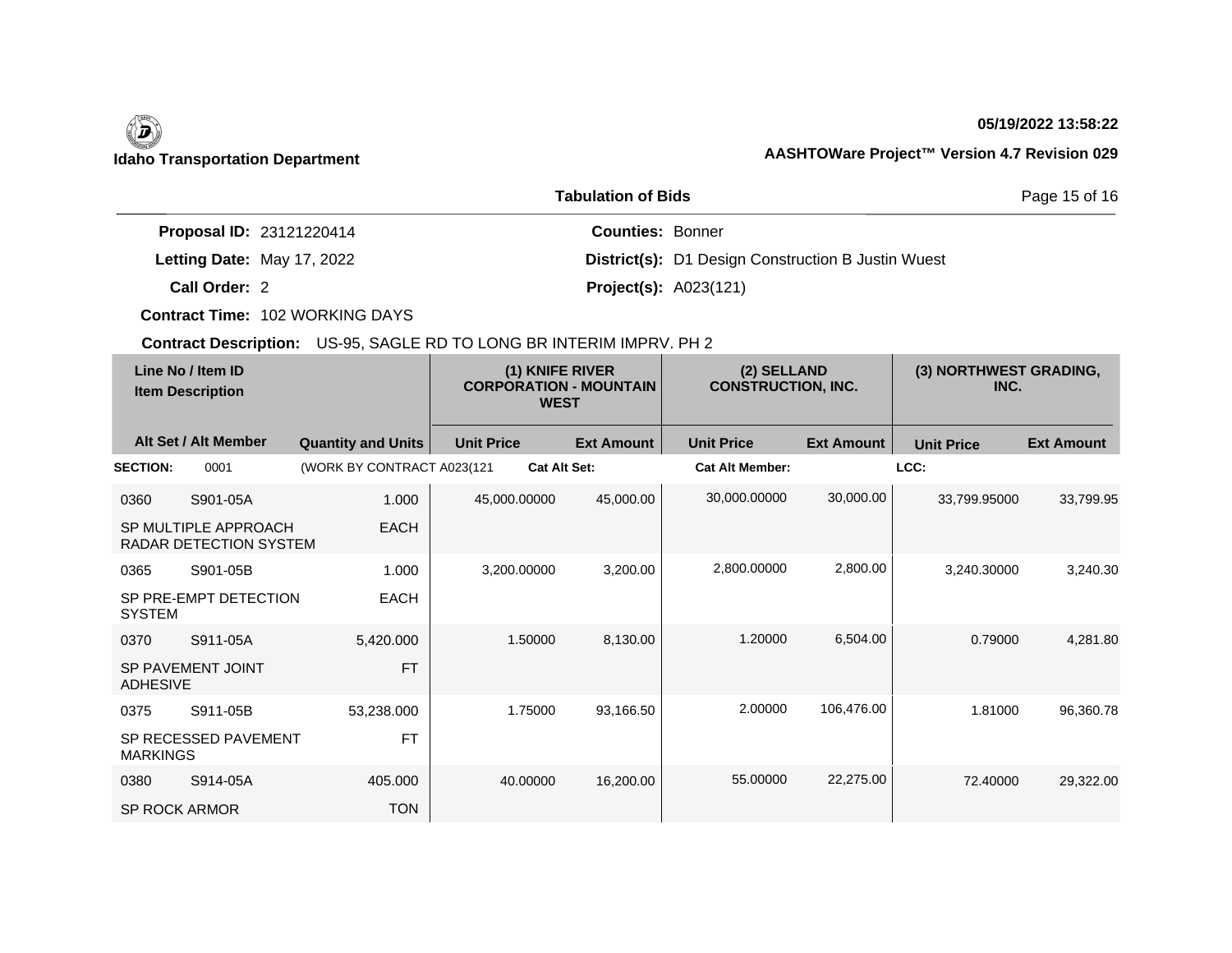**Idaho Transportation Department**

**05/19/2022 13:58:22**

**AASHTOWare Project™ Version 4.7 Revision 029**

## Tabulation of Bids

**Proposal ID:** 23121220414
**Letting Date:** May 17, 2022
**Call Order:** 2
**Contract Time:** 102 WORKING DAYS

**Counties:** Bonner
**District(s):** D1 Design Construction B Justin Wuest
**Project(s):** A023(121)

**Contract Description:** US-95, SAGLE RD TO LONG BR INTERIM IMPRV. PH 2

| Line No / Item ID / Item Description | Alt Set / Alt Member / Quantity and Units | (1) KNIFE RIVER CORPORATION - MOUNTAIN WEST Unit Price | Ext Amount | (2) SELLAND CONSTRUCTION, INC. Unit Price | Ext Amount | (3) NORTHWEST GRADING, INC. Unit Price | Ext Amount |
|---|---|---|---|---|---|---|---|
| **SECTION:** 0001 | (WORK BY CONTRACT A023(121 | **Cat Alt Set:** | | **Cat Alt Member:** | | **LCC:** | |
| 0360 S901-05A SP MULTIPLE APPROACH RADAR DETECTION SYSTEM | 1.000 EACH | 45,000.00000 | 45,000.00 | 30,000.00000 | 30,000.00 | 33,799.95000 | 33,799.95 |
| 0365 S901-05B SP PRE-EMPT DETECTION SYSTEM | 1.000 EACH | 3,200.00000 | 3,200.00 | 2,800.00000 | 2,800.00 | 3,240.30000 | 3,240.30 |
| 0370 S911-05A SP PAVEMENT JOINT ADHESIVE | 5,420.000 FT | 1.50000 | 8,130.00 | 1.20000 | 6,504.00 | 0.79000 | 4,281.80 |
| 0375 S911-05B SP RECESSED PAVEMENT MARKINGS | 53,238.000 FT | 1.75000 | 93,166.50 | 2.00000 | 106,476.00 | 1.81000 | 96,360.78 |
| 0380 S914-05A SP ROCK ARMOR | 405.000 TON | 40.00000 | 16,200.00 | 55.00000 | 22,275.00 | 72.40000 | 29,322.00 |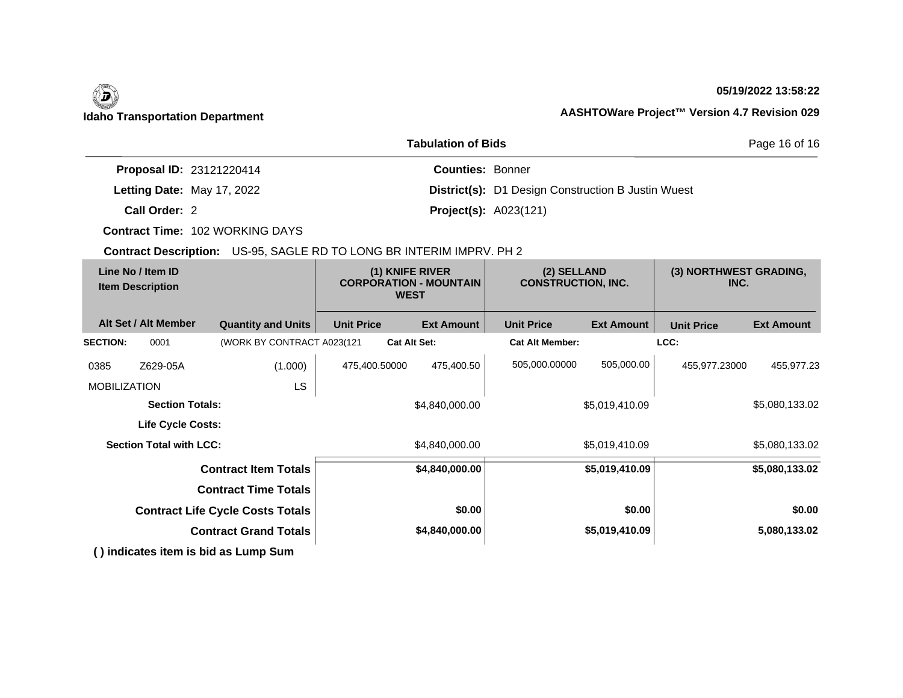**Idaho Transportation Department**

**05/19/2022 13:58:22**

**AASHTOWare Project™ Version 4.7 Revision 029**

## Tabulation of Bids

**Proposal ID:** 23121220414 | **Counties:** Bonner

**Letting Date:** May 17, 2022 | **District(s):** D1 Design Construction B Justin Wuest

**Call Order:** 2 | **Project(s):** A023(121)

**Contract Time:** 102 WORKING DAYS

**Contract Description:** US-95, SAGLE RD TO LONG BR INTERIM IMPRV. PH 2

| Line No / Item ID<br>Item Description | | | (1) KNIFE RIVER CORPORATION - MOUNTAIN WEST | | (2) SELLAND CONSTRUCTION, INC. | | (3) NORTHWEST GRADING, INC. | |
|---|---|---|---|---|---|---|---|---|
| **Alt Set / Alt Member** | | **Quantity and Units** | **Unit Price** | **Ext Amount** | **Unit Price** | **Ext Amount** | **Unit Price** | **Ext Amount** |
| **SECTION:** | 0001 | (WORK BY CONTRACT A023(121 | **Cat Alt Set:** | | **Cat Alt Member:** | | **LCC:** | |
| 0385 | Z629-05A | (1.000) | 475,400.50000 | 475,400.50 | 505,000.00000 | 505,000.00 | 455,977.23000 | 455,977.23 |
| MOBILIZATION | | LS | | | | | | |
| **Section Totals:** | | | | $4,840,000.00 | | $5,019,410.09 | | $5,080,133.02 |
| **Life Cycle Costs:** | | | | | | | | |
| **Section Total with LCC:** | | | | $4,840,000.00 | | $5,019,410.09 | | $5,080,133.02 |
| **Contract Item Totals** | | | | **$4,840,000.00** | | **$5,019,410.09** | | **$5,080,133.02** |
| **Contract Time Totals** | | | | | | | | |
| **Contract Life Cycle Costs Totals** | | | | **$0.00** | | **$0.00** | | **$0.00** |
| **Contract Grand Totals** | | | | **$4,840,000.00** | | **$5,019,410.09** | | **5,080,133.02** |

**( ) indicates item is bid as Lump Sum**